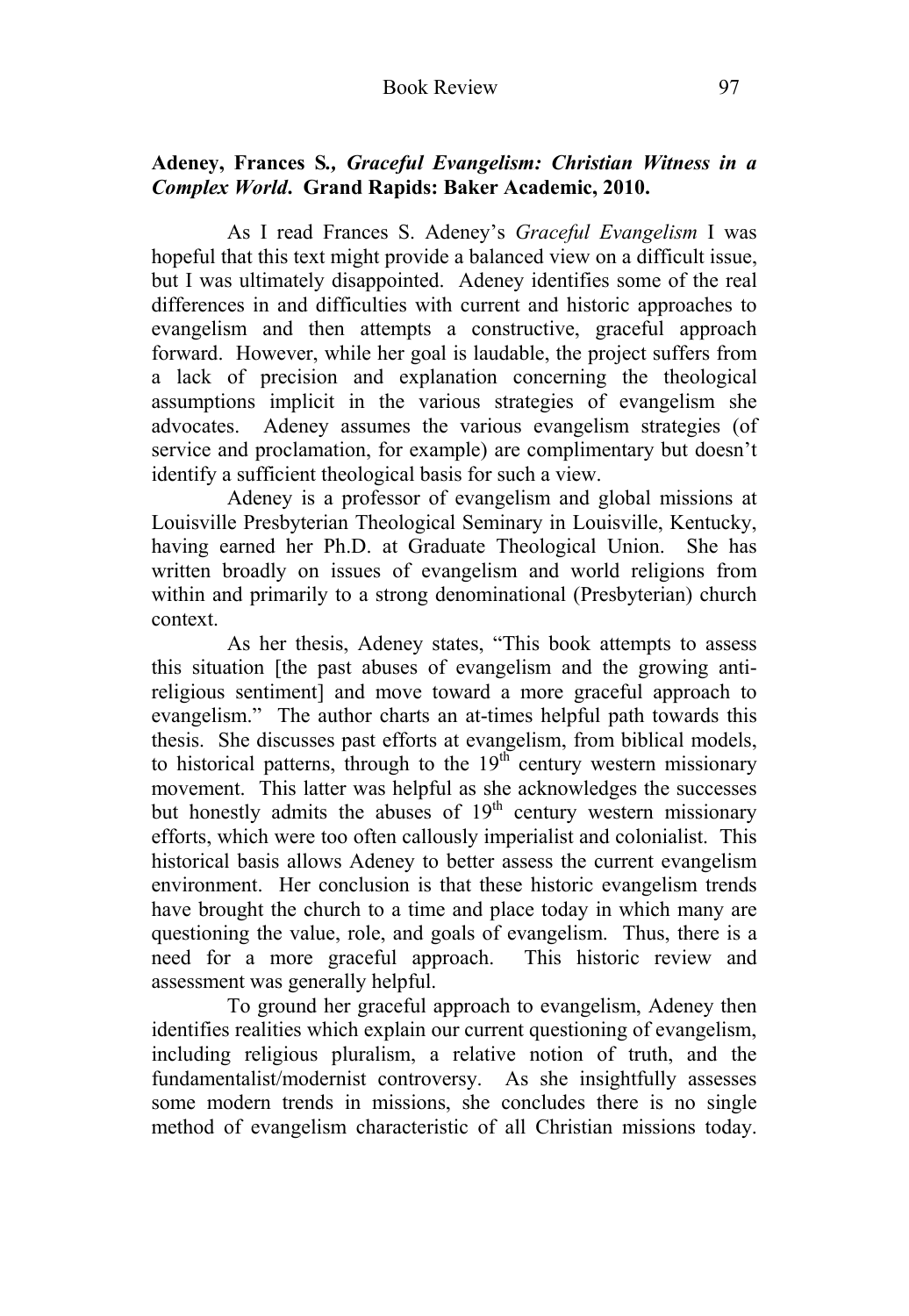**Adeney, Frances S., *Graceful Evangelism: Christian Witness in a Complex World*. Grand Rapids: Baker Academic, 2010.**

As I read Frances S. Adeney's *Graceful Evangelism* I was hopeful that this text might provide a balanced view on a difficult issue, but I was ultimately disappointed. Adeney identifies some of the real differences in and difficulties with current and historic approaches to evangelism and then attempts a constructive, graceful approach forward. However, while her goal is laudable, the project suffers from a lack of precision and explanation concerning the theological assumptions implicit in the various strategies of evangelism she advocates. Adeney assumes the various evangelism strategies (of service and proclamation, for example) are complimentary but doesn't identify a sufficient theological basis for such a view.

Adeney is a professor of evangelism and global missions at Louisville Presbyterian Theological Seminary in Louisville, Kentucky, having earned her Ph.D. at Graduate Theological Union. She has written broadly on issues of evangelism and world religions from within and primarily to a strong denominational (Presbyterian) church context.

As her thesis, Adeney states, "This book attempts to assess this situation [the past abuses of evangelism and the growing anti-religious sentiment] and move toward a more graceful approach to evangelism." The author charts an at-times helpful path towards this thesis. She discusses past efforts at evangelism, from biblical models, to historical patterns, through to the 19th century western missionary movement. This latter was helpful as she acknowledges the successes but honestly admits the abuses of 19th century western missionary efforts, which were too often callously imperialist and colonialist. This historical basis allows Adeney to better assess the current evangelism environment. Her conclusion is that these historic evangelism trends have brought the church to a time and place today in which many are questioning the value, role, and goals of evangelism. Thus, there is a need for a more graceful approach. This historic review and assessment was generally helpful.

To ground her graceful approach to evangelism, Adeney then identifies realities which explain our current questioning of evangelism, including religious pluralism, a relative notion of truth, and the fundamentalist/modernist controversy. As she insightfully assesses some modern trends in missions, she concludes there is no single method of evangelism characteristic of all Christian missions today.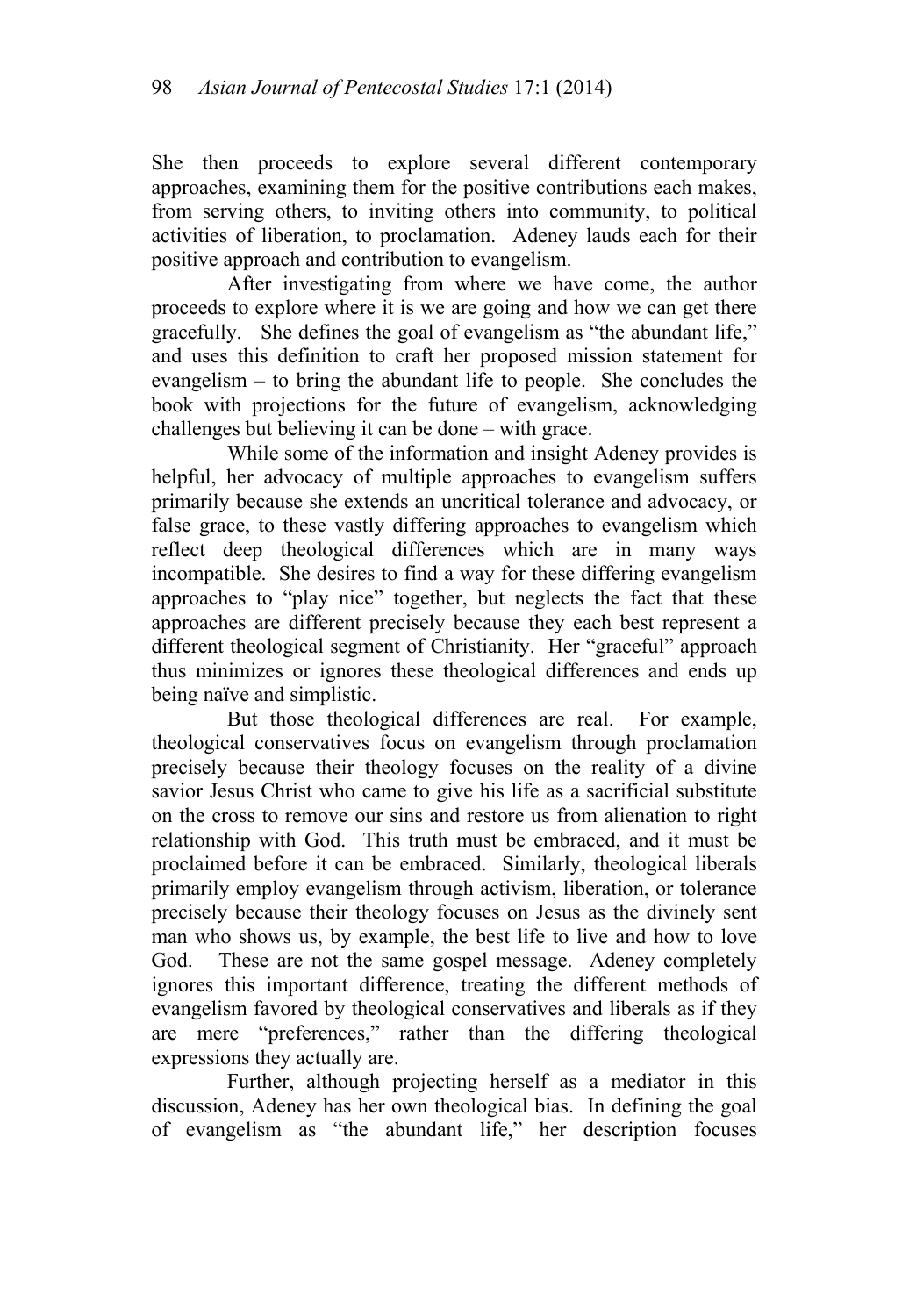She then proceeds to explore several different contemporary approaches, examining them for the positive contributions each makes, from serving others, to inviting others into community, to political activities of liberation, to proclamation. Adeney lauds each for their positive approach and contribution to evangelism.

After investigating from where we have come, the author proceeds to explore where it is we are going and how we can get there gracefully. She defines the goal of evangelism as "the abundant life," and uses this definition to craft her proposed mission statement for evangelism – to bring the abundant life to people. She concludes the book with projections for the future of evangelism, acknowledging challenges but believing it can be done – with grace.

While some of the information and insight Adeney provides is helpful, her advocacy of multiple approaches to evangelism suffers primarily because she extends an uncritical tolerance and advocacy, or false grace, to these vastly differing approaches to evangelism which reflect deep theological differences which are in many ways incompatible. She desires to find a way for these differing evangelism approaches to "play nice" together, but neglects the fact that these approaches are different precisely because they each best represent a different theological segment of Christianity. Her "graceful" approach thus minimizes or ignores these theological differences and ends up being naïve and simplistic.

But those theological differences are real. For example, theological conservatives focus on evangelism through proclamation precisely because their theology focuses on the reality of a divine savior Jesus Christ who came to give his life as a sacrificial substitute on the cross to remove our sins and restore us from alienation to right relationship with God. This truth must be embraced, and it must be proclaimed before it can be embraced. Similarly, theological liberals primarily employ evangelism through activism, liberation, or tolerance precisely because their theology focuses on Jesus as the divinely sent man who shows us, by example, the best life to live and how to love God. These are not the same gospel message. Adeney completely ignores this important difference, treating the different methods of evangelism favored by theological conservatives and liberals as if they are mere "preferences," rather than the differing theological expressions they actually are.

Further, although projecting herself as a mediator in this discussion, Adeney has her own theological bias. In defining the goal of evangelism as "the abundant life," her description focuses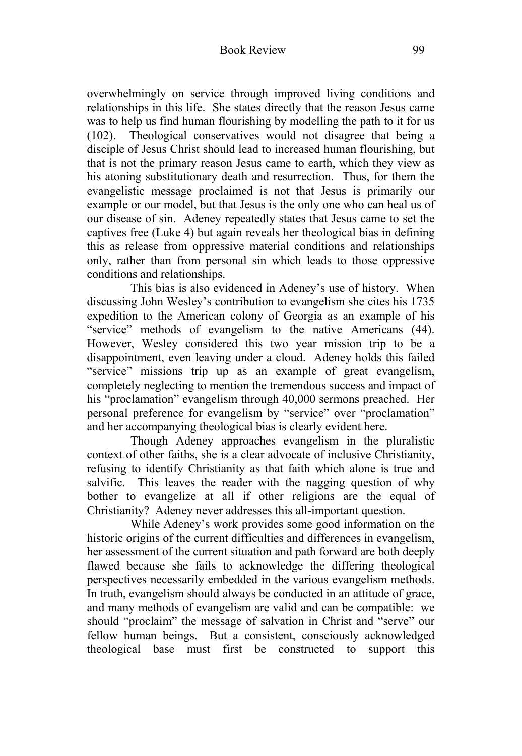overwhelmingly on service through improved living conditions and relationships in this life. She states directly that the reason Jesus came was to help us find human flourishing by modelling the path to it for us (102). Theological conservatives would not disagree that being a disciple of Jesus Christ should lead to increased human flourishing, but that is not the primary reason Jesus came to earth, which they view as his atoning substitutionary death and resurrection. Thus, for them the evangelistic message proclaimed is not that Jesus is primarily our example or our model, but that Jesus is the only one who can heal us of our disease of sin. Adeney repeatedly states that Jesus came to set the captives free (Luke 4) but again reveals her theological bias in defining this as release from oppressive material conditions and relationships only, rather than from personal sin which leads to those oppressive conditions and relationships.

This bias is also evidenced in Adeney's use of history. When discussing John Wesley's contribution to evangelism she cites his 1735 expedition to the American colony of Georgia as an example of his "service" methods of evangelism to the native Americans (44). However, Wesley considered this two year mission trip to be a disappointment, even leaving under a cloud. Adeney holds this failed "service" missions trip up as an example of great evangelism, completely neglecting to mention the tremendous success and impact of his "proclamation" evangelism through 40,000 sermons preached. Her personal preference for evangelism by "service" over "proclamation" and her accompanying theological bias is clearly evident here.

Though Adeney approaches evangelism in the pluralistic context of other faiths, she is a clear advocate of inclusive Christianity, refusing to identify Christianity as that faith which alone is true and salvific. This leaves the reader with the nagging question of why bother to evangelize at all if other religions are the equal of Christianity? Adeney never addresses this all-important question.

While Adeney's work provides some good information on the historic origins of the current difficulties and differences in evangelism, her assessment of the current situation and path forward are both deeply flawed because she fails to acknowledge the differing theological perspectives necessarily embedded in the various evangelism methods. In truth, evangelism should always be conducted in an attitude of grace, and many methods of evangelism are valid and can be compatible: we should "proclaim" the message of salvation in Christ and "serve" our fellow human beings. But a consistent, consciously acknowledged theological base must first be constructed to support this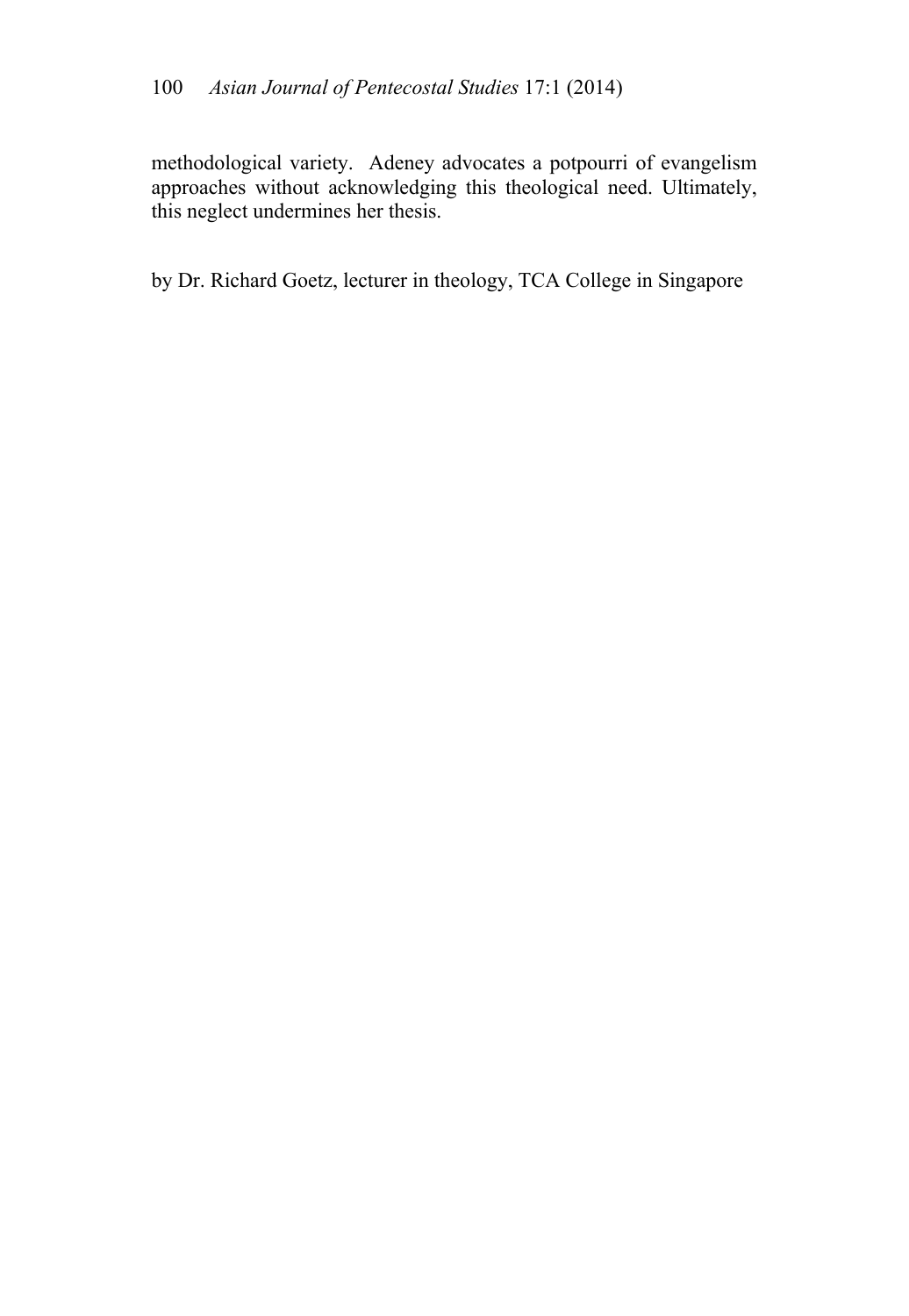methodological variety. Adeney advocates a potpourri of evangelism approaches without acknowledging this theological need. Ultimately, this neglect undermines her thesis.

by Dr. Richard Goetz, lecturer in theology, TCA College in Singapore